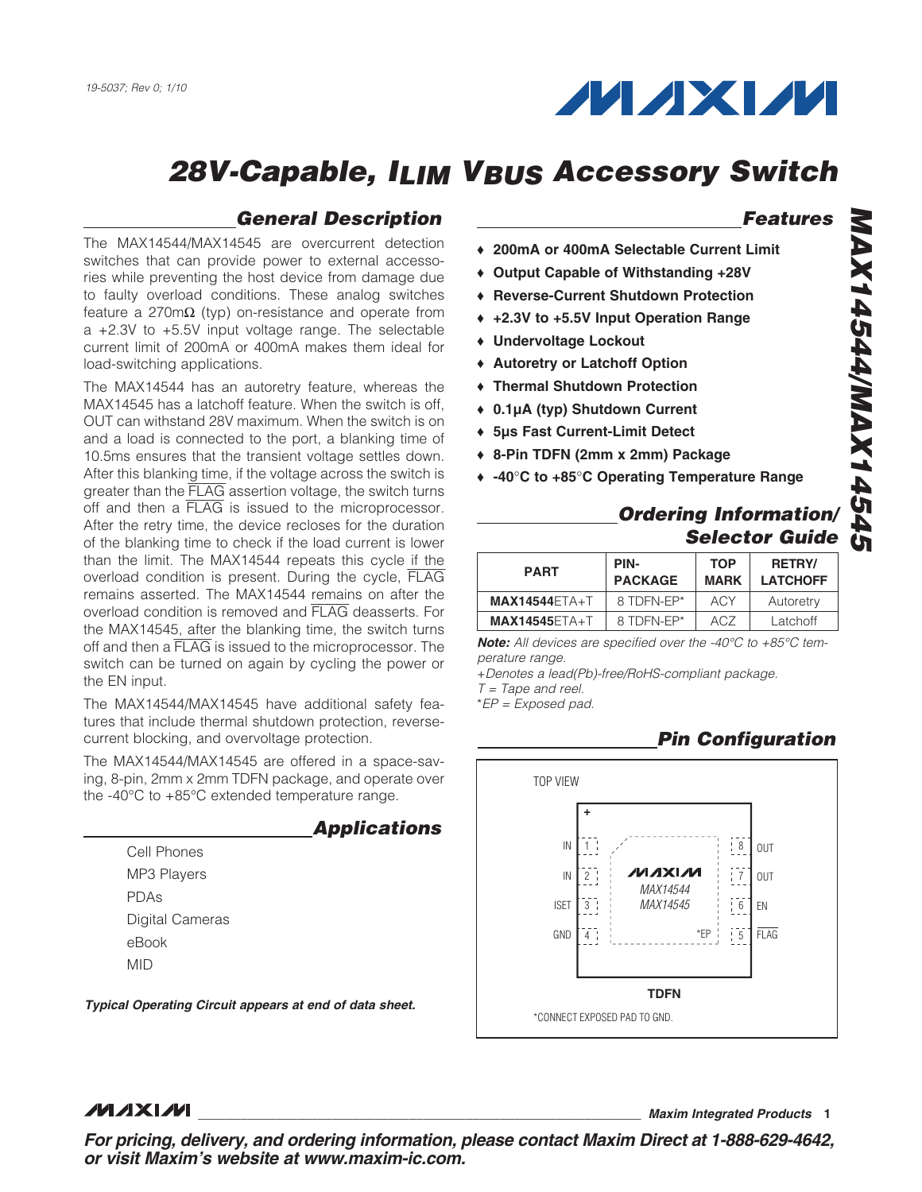19-5037; Rev 0; 1/10

# 28V-Capable, $I_{LIM}$ $V_{BUS}$ Accessory Switch

## General Description

The MAX14544/MAX14545 are overcurrent detection switches that can provide power to external accessories while preventing the host device from damage due to faulty overload conditions. These analog switches feature a 270mΩ (typ) on-resistance and operate from a +2.3V to +5.5V input voltage range. The selectable current limit of 200mA or 400mA makes them ideal for load-switching applications.

The MAX14544 has an autoretry feature, whereas the MAX14545 has a latchoff feature. When the switch is off, OUT can withstand 28V maximum. When the switch is on and a load is connected to the port, a blanking time of 10.5ms ensures that the transient voltage settles down. After this blanking time, if the voltage across the switch is greater than the FLAG assertion voltage, the switch turns off and then a FLAG is issued to the microprocessor. After the retry time, the device recloses for the duration of the blanking time to check if the load current is lower than the limit. The MAX14544 repeats this cycle if the overload condition is present. During the cycle, FLAG remains asserted. The MAX14544 remains on after the overload condition is removed and FLAG deasserts. For the MAX14545, after the blanking time, the switch turns off and then a FLAG is issued to the microprocessor. The switch can be turned on again by cycling the power or the EN input.

The MAX14544/MAX14545 have additional safety features that include thermal shutdown protection, reverse-current blocking, and overvoltage protection.

The MAX14544/MAX14545 are offered in a space-saving, 8-pin, 2mm x 2mm TDFN package, and operate over the -40°C to +85°C extended temperature range.

## Applications

Cell Phones

MP3 Players

PDAs

Digital Cameras

eBook

MID

***Typical Operating Circuit appears at end of data sheet.***

## Features

- **200mA or 400mA Selectable Current Limit**
- **Output Capable of Withstanding +28V**
- **Reverse-Current Shutdown Protection**
- **+2.3V to +5.5V Input Operation Range**
- **Undervoltage Lockout**
- **Autoretry or Latchoff Option**
- **Thermal Shutdown Protection**
- **0.1µA (typ) Shutdown Current**
- **5µs Fast Current-Limit Detect**
- **8-Pin TDFN (2mm x 2mm) Package**
- **-40°C to +85°C Operating Temperature Range**

## Ordering Information/ Selector Guide

| PART | PIN-PACKAGE | TOP MARK | RETRY/ LATCHOFF |
|---|---|---|---|
| **MAX14544**ETA+T | 8 TDFN-EP* | ACY | Autoretry |
| **MAX14545**ETA+T | 8 TDFN-EP* | ACZ | Latchoff |

***Note:*** *All devices are specified over the -40°C to +85°C temperature range.*

*+Denotes a lead(Pb)-free/RoHS-compliant package.*

*T = Tape and reel.*

*\*EP = Exposed pad.*

## Pin Configuration

TOP VIEW

| Pin | Name | Pin | Name |
|---|---|---|---|
| 1 | IN | 8 | OUT |
| 2 | IN | 7 | OUT |
| 3 | ISET | 6 | EN |
| 4 | GND | 5 | FLAG |

MAX14544 / MAX14545, *EP

**TDFN**

*CONNECT EXPOSED PAD TO GND.

**For pricing, delivery, and ordering information, please contact Maxim Direct at 1-888-629-4642, or visit Maxim's website at www.maxim-ic.com.**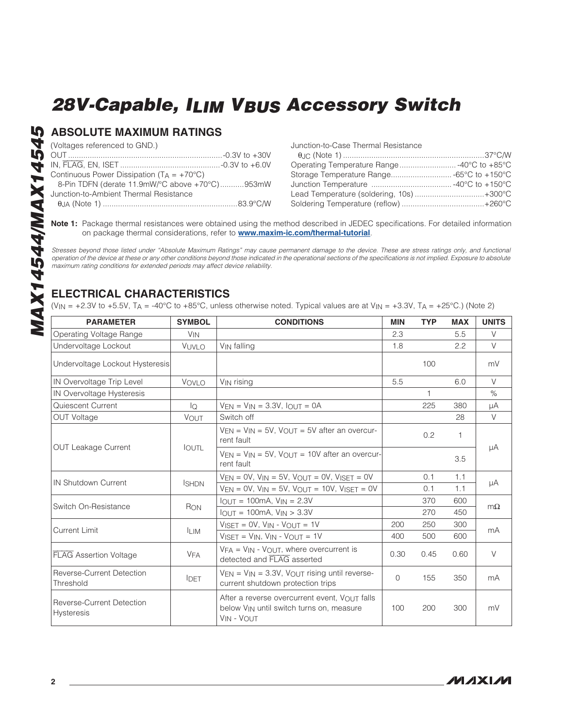# 28V-Capable, $I_{LIM}$ $V_{BUS}$ Accessory Switch

## ABSOLUTE MAXIMUM RATINGS

(Voltages referenced to GND.)

OUT ........................................ -0.3V to +30V
IN, FLAG, EN, ISET ........................ -0.3V to +6.0V
Continuous Power Dissipation ($T_A$ = +70°C)
  8-Pin TDFN (derate 11.9mW/°C above +70°C) ........ 953mW
Junction-to-Ambient Thermal Resistance
  $\theta_{JA}$ (Note 1) ........................ 83.9°C/W

Junction-to-Case Thermal Resistance
  $\theta_{JC}$ (Note 1) ........................ 37°C/W
Operating Temperature Range .......... -40°C to +85°C
Storage Temperature Range ............ -65°C to +150°C
Junction Temperature .................. -40°C to +150°C
Lead Temperature (soldering, 10s) ........ +300°C
Soldering Temperature (reflow) ............ +260°C

**Note 1:** Package thermal resistances were obtained using the method described in JEDEC specifications. For detailed information on package thermal considerations, refer to **www.maxim-ic.com/thermal-tutorial**.

*Stresses beyond those listed under "Absolute Maximum Ratings" may cause permanent damage to the device. These are stress ratings only, and functional operation of the device at these or any other conditions beyond those indicated in the operational sections of the specifications is not implied. Exposure to absolute maximum rating conditions for extended periods may affect device reliability.*

## ELECTRICAL CHARACTERISTICS

($V_{IN}$ = +2.3V to +5.5V, $T_A$ = -40°C to +85°C, unless otherwise noted. Typical values are at $V_{IN}$ = +3.3V, $T_A$ = +25°C.) (Note 2)

| PARAMETER | SYMBOL | CONDITIONS | MIN | TYP | MAX | UNITS |
|---|---|---|---|---|---|---|
| Operating Voltage Range | $V_{IN}$ | | 2.3 | | 5.5 | V |
| Undervoltage Lockout | $V_{UVLO}$ | $V_{IN}$ falling | 1.8 | | 2.2 | V |
| Undervoltage Lockout Hysteresis | | | | 100 | | mV |
| IN Overvoltage Trip Level | $V_{OVLO}$ | $V_{IN}$ rising | 5.5 | | 6.0 | V |
| IN Overvoltage Hysteresis | | | | 1 | | % |
| Quiescent Current | $I_Q$ | $V_{EN}$ = $V_{IN}$ = 3.3V, $I_{OUT}$ = 0A | | 225 | 380 | µA |
| OUT Voltage | $V_{OUT}$ | Switch off | | | 28 | V |
| OUT Leakage Current | $I_{OUTL}$ | $V_{EN}$ = $V_{IN}$ = 5V, $V_{OUT}$ = 5V after an overcurrent fault | | 0.2 | 1 | µA |
| | | $V_{EN}$ = $V_{IN}$ = 5V, $V_{OUT}$ = 10V after an overcurrent fault | | | 3.5 | |
| IN Shutdown Current | $I_{SHDN}$ | $V_{EN}$ = 0V, $V_{IN}$ = 5V, $V_{OUT}$ = 0V, $V_{ISET}$ = 0V | | 0.1 | 1.1 | µA |
| | | $V_{EN}$ = 0V, $V_{IN}$ = 5V, $V_{OUT}$ = 10V, $V_{ISET}$ = 0V | | 0.1 | 1.1 | |
| Switch On-Resistance | $R_{ON}$ | $I_{OUT}$ = 100mA, $V_{IN}$ = 2.3V | | 370 | 600 | mΩ |
| | | $I_{OUT}$ = 100mA, $V_{IN}$ > 3.3V | | 270 | 450 | |
| Current Limit | $I_{LIM}$ | $V_{ISET}$ = 0V, $V_{IN}$ - $V_{OUT}$ = 1V | 200 | 250 | 300 | mA |
| | | $V_{ISET}$ = $V_{IN}$, $V_{IN}$ - $V_{OUT}$ = 1V | 400 | 500 | 600 | |
| FLAG Assertion Voltage | $V_{FA}$ | $V_{FA}$ = $V_{IN}$ - $V_{OUT}$, where overcurrent is detected and FLAG asserted | 0.30 | 0.45 | 0.60 | V |
| Reverse-Current Detection Threshold | $I_{DET}$ | $V_{EN}$ = $V_{IN}$ = 3.3V, $V_{OUT}$ rising until reverse-current shutdown protection trips | 0 | 155 | 350 | mA |
| Reverse-Current Detection Hysteresis | | After a reverse overcurrent event, $V_{OUT}$ falls below $V_{IN}$ until switch turns on, measure $V_{IN}$ - $V_{OUT}$ | 100 | 200 | 300 | mV |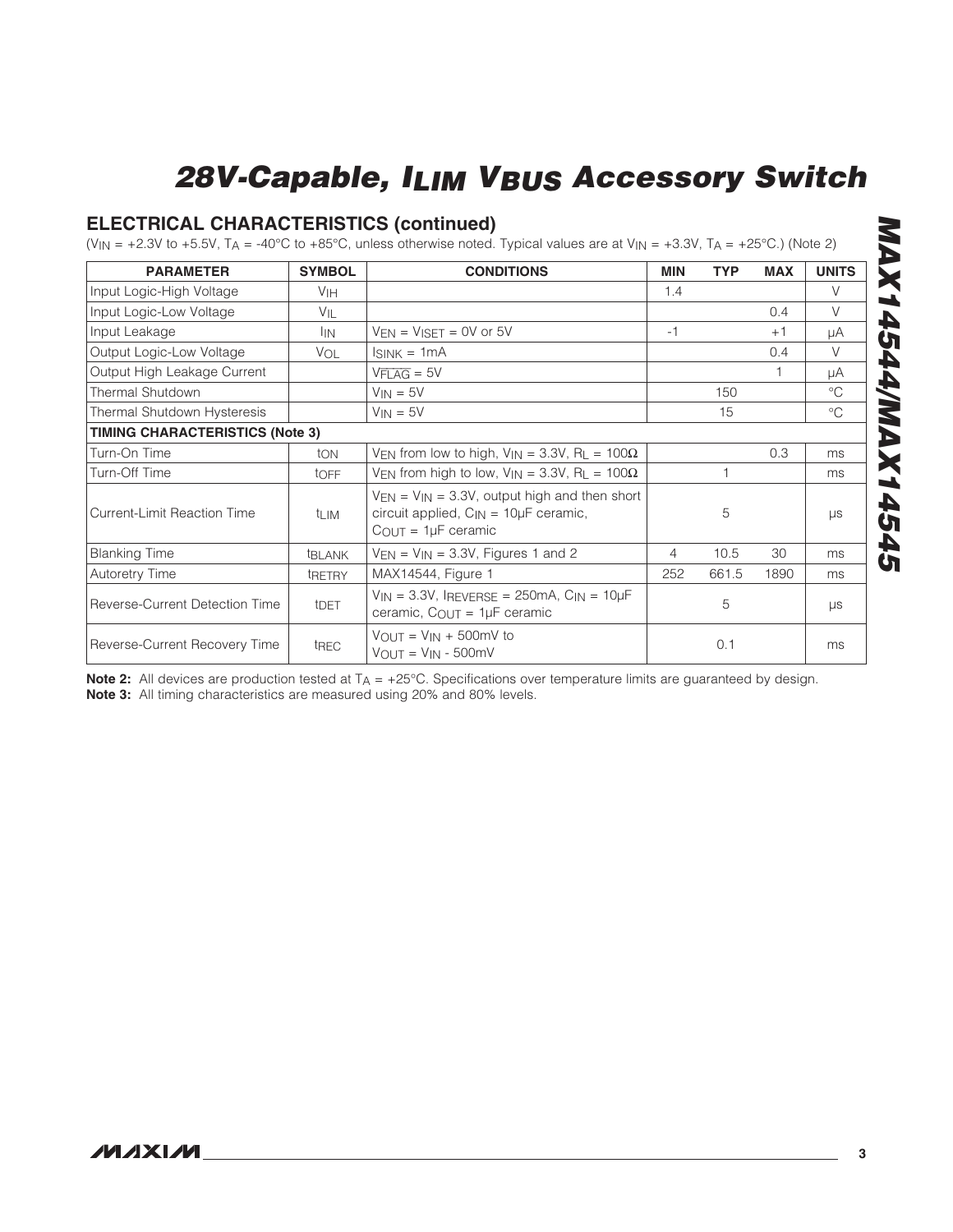## ELECTRICAL CHARACTERISTICS (continued)

($V_{IN}$ = +2.3V to +5.5V, $T_A$ = -40°C to +85°C, unless otherwise noted. Typical values are at $V_{IN}$ = +3.3V, $T_A$ = +25°C.) (Note 2)

| PARAMETER | SYMBOL | CONDITIONS | MIN | TYP | MAX | UNITS |
|---|---|---|---|---|---|---|
| Input Logic-High Voltage | $V_{IH}$ | | 1.4 | | | V |
| Input Logic-Low Voltage | $V_{IL}$ | | | | 0.4 | V |
| Input Leakage | $I_{IN}$ | $V_{EN} = V_{ISET}$ = 0V or 5V | -1 | | +1 | µA |
| Output Logic-Low Voltage | $V_{OL}$ | $I_{SINK}$ = 1mA | | | 0.4 | V |
| Output High Leakage Current | | $V_{\overline{FLAG}}$ = 5V | | | 1 | µA |
| Thermal Shutdown | | $V_{IN}$ = 5V | | 150 | | °C |
| Thermal Shutdown Hysteresis | | $V_{IN}$ = 5V | | 15 | | °C |
| **TIMING CHARACTERISTICS (Note 3)** | | | | | | |
| Turn-On Time | $t_{ON}$ | $V_{EN}$ from low to high, $V_{IN}$ = 3.3V, $R_L$ = 100Ω | | | 0.3 | ms |
| Turn-Off Time | $t_{OFF}$ | $V_{EN}$ from high to low, $V_{IN}$ = 3.3V, $R_L$ = 100Ω | | 1 | | ms |
| Current-Limit Reaction Time | $t_{LIM}$ | $V_{EN} = V_{IN}$ = 3.3V, output high and then short circuit applied, $C_{IN}$ = 10µF ceramic, $C_{OUT}$ = 1µF ceramic | | 5 | | µs |
| Blanking Time | $t_{BLANK}$ | $V_{EN} = V_{IN}$ = 3.3V, Figures 1 and 2 | 4 | 10.5 | 30 | ms |
| Autoretry Time | $t_{RETRY}$ | MAX14544, Figure 1 | 252 | 661.5 | 1890 | ms |
| Reverse-Current Detection Time | $t_{DET}$ | $V_{IN}$ = 3.3V, $I_{REVERSE}$ = 250mA, $C_{IN}$ = 10µF ceramic, $C_{OUT}$ = 1µF ceramic | | 5 | | µs |
| Reverse-Current Recovery Time | $t_{REC}$ | $V_{OUT} = V_{IN}$ + 500mV to $V_{OUT} = V_{IN}$ - 500mV | | 0.1 | | ms |

**Note 2:** All devices are production tested at $T_A$ = +25°C. Specifications over temperature limits are guaranteed by design.

**Note 3:** All timing characteristics are measured using 20% and 80% levels.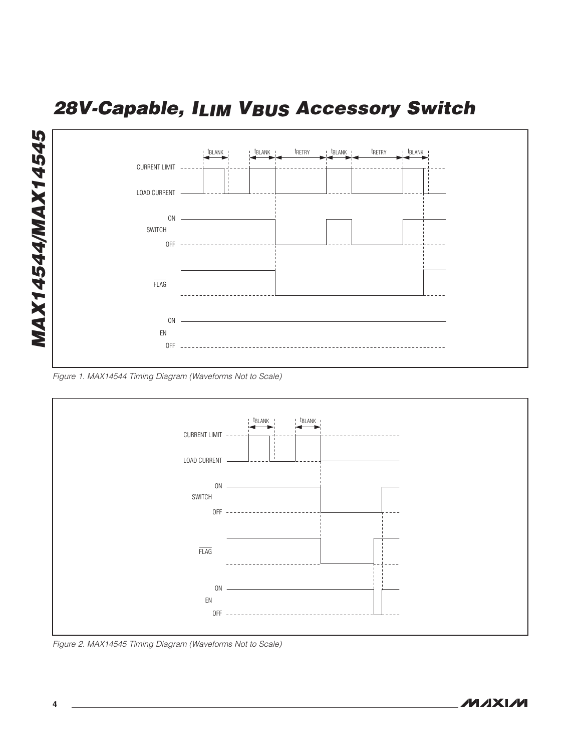CURRENT LIMIT

LOAD CURRENT

ON

SWITCH

OFF

$\overline{FLAG}$

ON

EN

OFF

$t_{BLANK}$ $t_{BLANK}$ $t_{RETRY}$ $t_{BLANK}$ $t_{RETRY}$ $t_{BLANK}$

*Figure 1. MAX14544 Timing Diagram (Waveforms Not to Scale)*

CURRENT LIMIT

LOAD CURRENT

ON

SWITCH

OFF

$\overline{FLAG}$

ON

EN

OFF

$t_{BLANK}$ $t_{BLANK}$

*Figure 2. MAX14545 Timing Diagram (Waveforms Not to Scale)*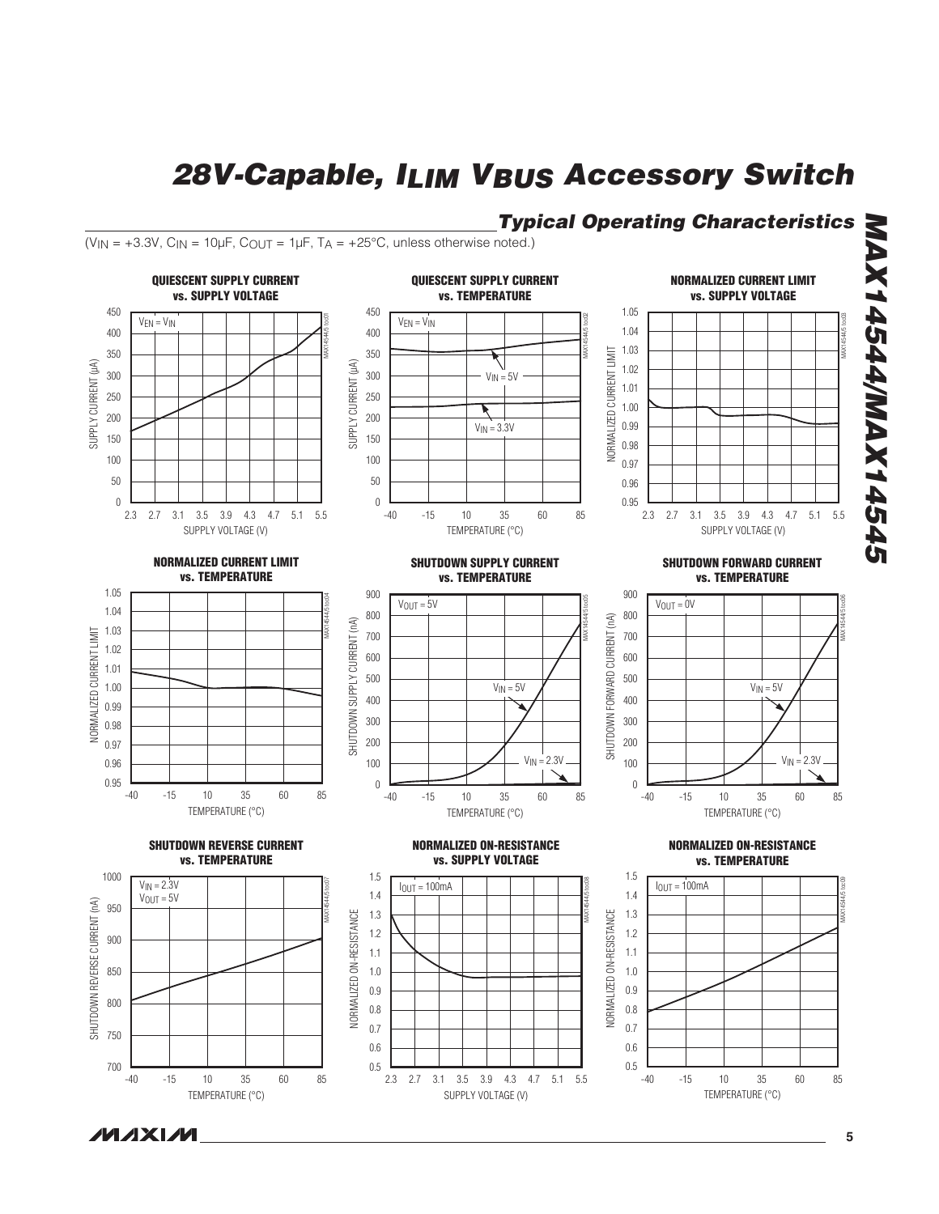## Typical Operating Characteristics

($V_{IN}$ = +3.3V, $C_{IN}$ = 10µF, $C_{OUT}$ = 1µF, $T_A$ = +25°C, unless otherwise noted.)

**QUIESCENT SUPPLY CURRENT vs. SUPPLY VOLTAGE**

$V_{EN} = V_{IN}$

SUPPLY CURRENT (µA) vs. SUPPLY VOLTAGE (V)

**QUIESCENT SUPPLY CURRENT vs. TEMPERATURE**

$V_{EN} = V_{IN}$; $V_{IN}$ = 5V; $V_{IN}$ = 3.3V

SUPPLY CURRENT (µA) vs. TEMPERATURE (°C)

**NORMALIZED CURRENT LIMIT vs. SUPPLY VOLTAGE**

NORMALIZED CURRENT LIMIT vs. SUPPLY VOLTAGE (V)

**NORMALIZED CURRENT LIMIT vs. TEMPERATURE**

NORMALIZED CURRENT LIMIT vs. TEMPERATURE (°C)

**SHUTDOWN SUPPLY CURRENT vs. TEMPERATURE**

$V_{OUT}$ = 5V; $V_{IN}$ = 5V; $V_{IN}$ = 2.3V

SHUTDOWN SUPPLY CURRENT (nA) vs. TEMPERATURE (°C)

**SHUTDOWN FORWARD CURRENT vs. TEMPERATURE**

$V_{OUT}$ = 0V; $V_{IN}$ = 5V; $V_{IN}$ = 2.3V

SHUTDOWN FORWARD CURRENT (nA) vs. TEMPERATURE (°C)

**SHUTDOWN REVERSE CURRENT vs. TEMPERATURE**

$V_{IN}$ = 2.3V, $V_{OUT}$ = 5V

SHUTDOWN REVERSE CURRENT (nA) vs. TEMPERATURE (°C)

**NORMALIZED ON-RESISTANCE vs. SUPPLY VOLTAGE**

$I_{OUT}$ = 100mA

NORMALIZED ON-RESISTANCE vs. SUPPLY VOLTAGE (V)

**NORMALIZED ON-RESISTANCE vs. TEMPERATURE**

$I_{OUT}$ = 100mA

NORMALIZED ON-RESISTANCE vs. TEMPERATURE (°C)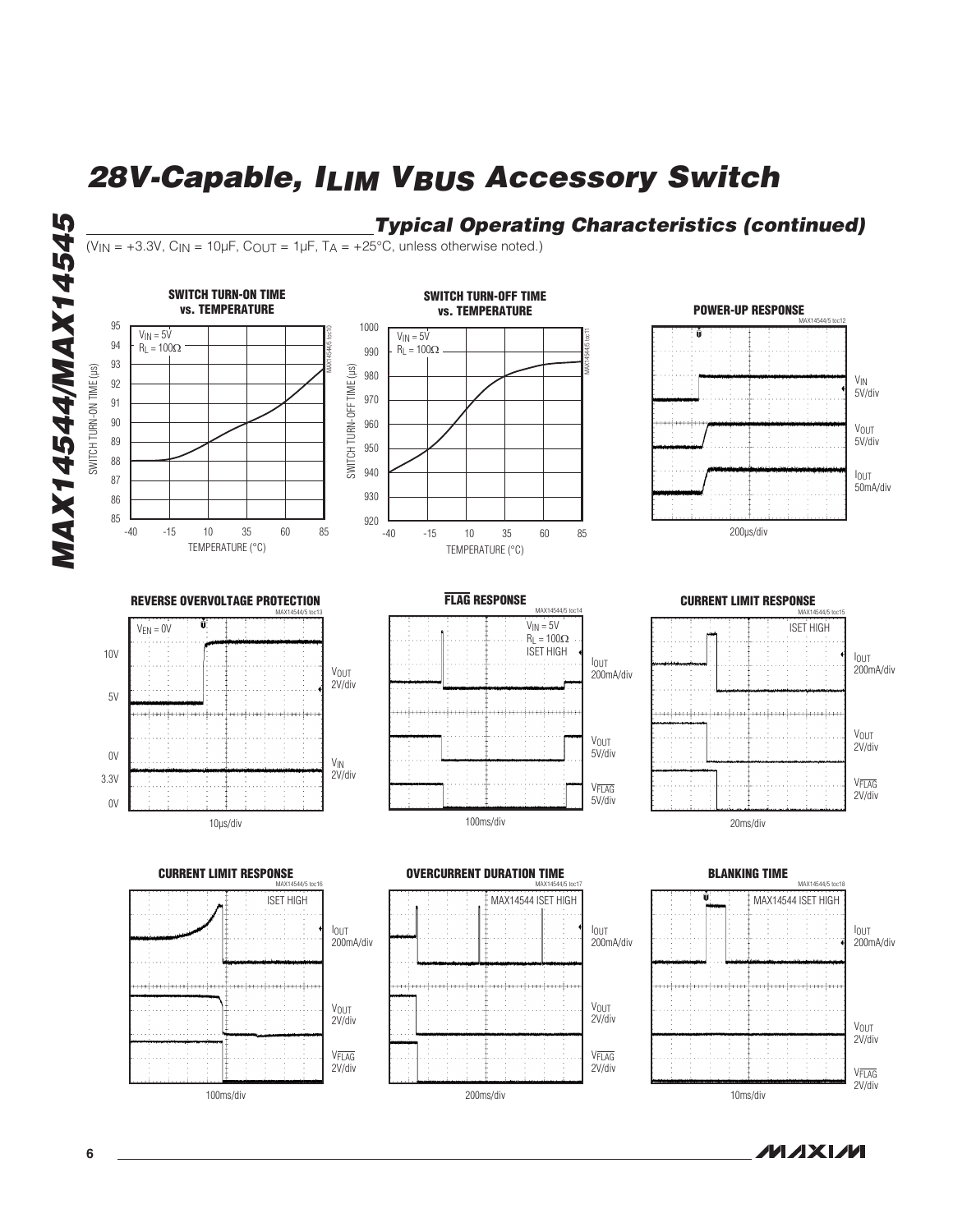## Typical Operating Characteristics (continued)

($V_{IN}$ = +3.3V, $C_{IN}$ = 10µF, $C_{OUT}$ = 1µF, $T_A$ = +25°C, unless otherwise noted.)

**SWITCH TURN-ON TIME vs. TEMPERATURE**

$V_{IN}$ = 5V
$R_L$ = 100Ω

SWITCH TURN-ON TIME (µs): 85 to 95
TEMPERATURE (°C): -40, -15, 10, 35, 60, 85

**SWITCH TURN-OFF TIME vs. TEMPERATURE**

$V_{IN}$ = 5V
$R_L$ = 100Ω

SWITCH TURN-OFF TIME (µs): 920 to 1000
TEMPERATURE (°C): -40, -15, 10, 35, 60, 85

**POWER-UP RESPONSE**

$V_{IN}$ 5V/div
$V_{OUT}$ 5V/div
$I_{OUT}$ 50mA/div
200µs/div

**REVERSE OVERVOLTAGE PROTECTION**

$V_{EN}$ = 0V
$V_{OUT}$ 2V/div (10V, 5V, 0V)
$V_{IN}$ 2V/div (3.3V, 0V)
10µs/div

**$\overline{FLAG}$ RESPONSE**

$V_{IN}$ = 5V
$R_L$ = 100Ω
ISET HIGH
$I_{OUT}$ 200mA/div
$V_{OUT}$ 5V/div
$V_{\overline{FLAG}}$ 5V/div
100ms/div

**CURRENT LIMIT RESPONSE**

ISET HIGH
$I_{OUT}$ 200mA/div
$V_{OUT}$ 2V/div
$V_{\overline{FLAG}}$ 2V/div
20ms/div

**CURRENT LIMIT RESPONSE**

ISET HIGH
$I_{OUT}$ 200mA/div
$V_{OUT}$ 2V/div
$V_{\overline{FLAG}}$ 2V/div
100ms/div

**OVERCURRENT DURATION TIME**

MAX14544 ISET HIGH
$I_{OUT}$ 200mA/div
$V_{OUT}$ 2V/div
$V_{\overline{FLAG}}$ 2V/div
200ms/div

**BLANKING TIME**

MAX14544 ISET HIGH
$I_{OUT}$ 200mA/div
$V_{OUT}$ 2V/div
$V_{\overline{FLAG}}$ 2V/div
10ms/div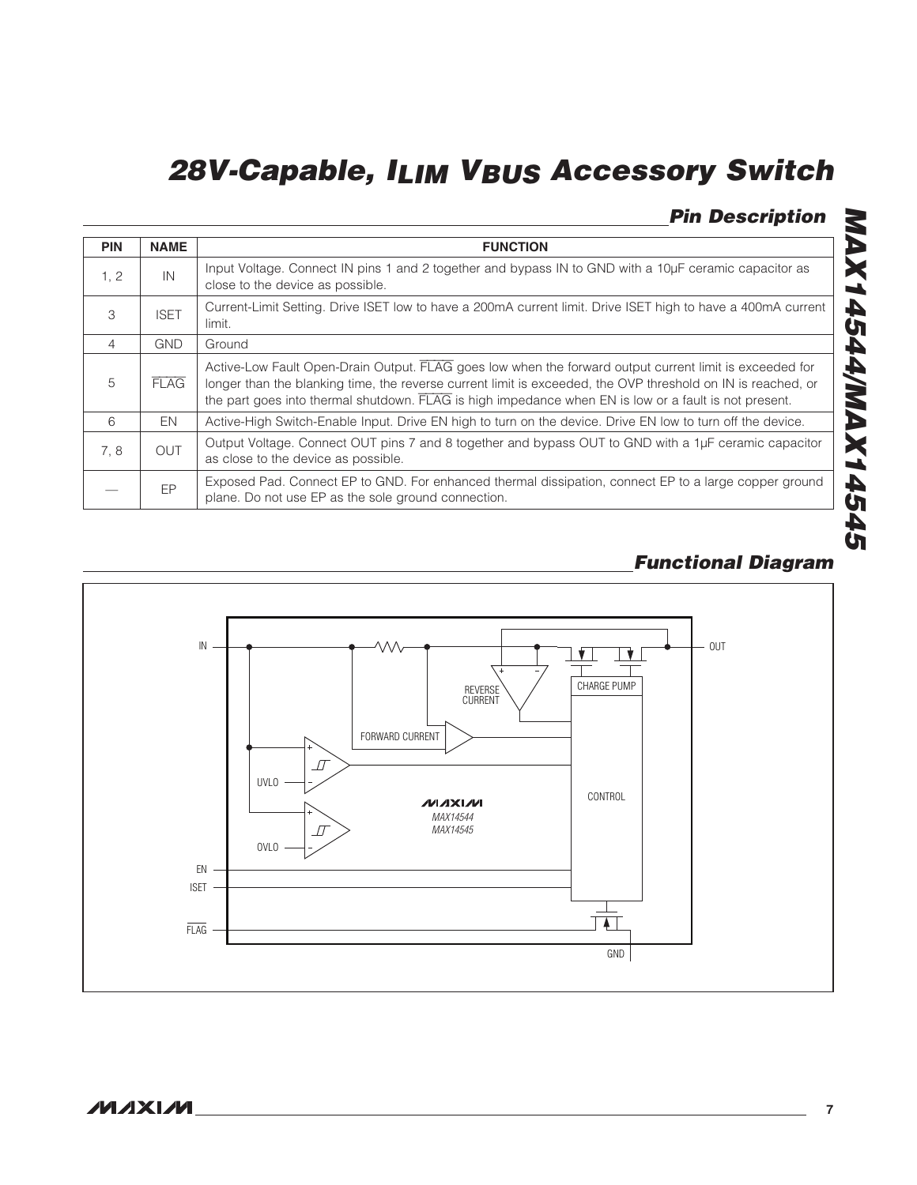## Pin Description

| PIN | NAME | FUNCTION |
|---|---|---|
| 1, 2 | IN | Input Voltage. Connect IN pins 1 and 2 together and bypass IN to GND with a 10µF ceramic capacitor as close to the device as possible. |
| 3 | ISET | Current-Limit Setting. Drive ISET low to have a 200mA current limit. Drive ISET high to have a 400mA current limit. |
| 4 | GND | Ground |
| 5 | $\overline{FLAG}$ | Active-Low Fault Open-Drain Output. $\overline{FLAG}$ goes low when the forward output current limit is exceeded for longer than the blanking time, the reverse current limit is exceeded, the OVP threshold on IN is reached, or the part goes into thermal shutdown. $\overline{FLAG}$ is high impedance when EN is low or a fault is not present. |
| 6 | EN | Active-High Switch-Enable Input. Drive EN high to turn on the device. Drive EN low to turn off the device. |
| 7, 8 | OUT | Output Voltage. Connect OUT pins 7 and 8 together and bypass OUT to GND with a 1µF ceramic capacitor as close to the device as possible. |
| — | EP | Exposed Pad. Connect EP to GND. For enhanced thermal dissipation, connect EP to a large copper ground plane. Do not use EP as the sole ground connection. |

## Functional Diagram

IN, OUT, REVERSE CURRENT, CHARGE PUMP, FORWARD CURRENT, UVLO, OVLO, CONTROL, MAXIM MAX14544 MAX14545, EN, ISET, $\overline{FLAG}$, GND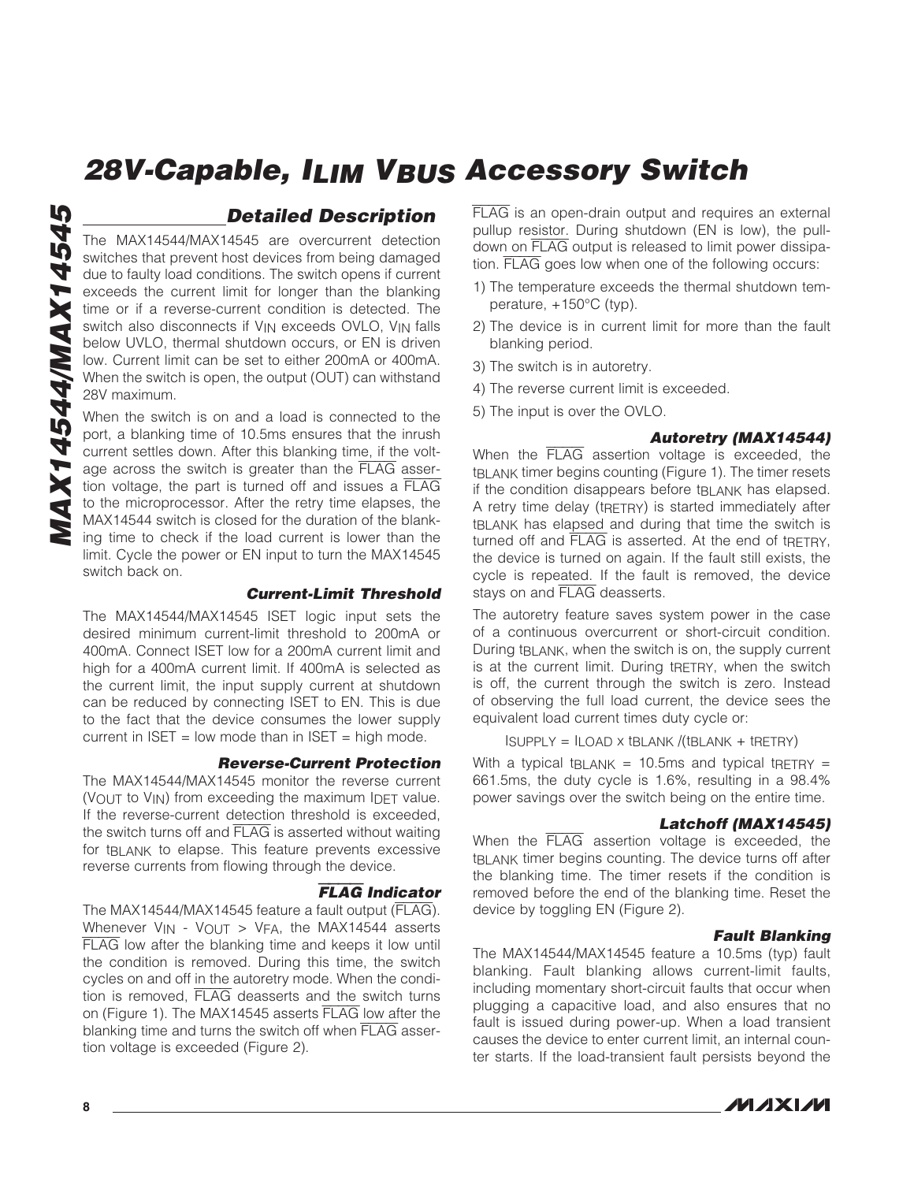## Detailed Description

The MAX14544/MAX14545 are overcurrent detection switches that prevent host devices from being damaged due to faulty load conditions. The switch opens if current exceeds the current limit for longer than the blanking time or if a reverse-current condition is detected. The switch also disconnects if $V_{IN}$ exceeds OVLO, $V_{IN}$ falls below UVLO, thermal shutdown occurs, or EN is driven low. Current limit can be set to either 200mA or 400mA. When the switch is open, the output (OUT) can withstand 28V maximum.

When the switch is on and a load is connected to the port, a blanking time of 10.5ms ensures that the inrush current settles down. After this blanking time, if the voltage across the switch is greater than the $\overline{FLAG}$ assertion voltage, the part is turned off and issues a $\overline{FLAG}$ to the microprocessor. After the retry time elapses, the MAX14544 switch is closed for the duration of the blanking time to check if the load current is lower than the limit. Cycle the power or EN input to turn the MAX14545 switch back on.

### Current-Limit Threshold

The MAX14544/MAX14545 ISET logic input sets the desired minimum current-limit threshold to 200mA or 400mA. Connect ISET low for a 200mA current limit and high for a 400mA current limit. If 400mA is selected as the current limit, the input supply current at shutdown can be reduced by connecting ISET to EN. This is due to the fact that the device consumes the lower supply current in ISET = low mode than in ISET = high mode.

### Reverse-Current Protection

The MAX14544/MAX14545 monitor the reverse current ($V_{OUT}$ to $V_{IN}$) from exceeding the maximum $I_{DET}$ value. If the reverse-current detection threshold is exceeded, the switch turns off and $\overline{FLAG}$ is asserted without waiting for $t_{BLANK}$ to elapse. This feature prevents excessive reverse currents from flowing through the device.

### $\overline{FLAG}$ Indicator

The MAX14544/MAX14545 feature a fault output ($\overline{FLAG}$). Whenever $V_{IN} - V_{OUT} > V_{FA}$, the MAX14544 asserts $\overline{FLAG}$ low after the blanking time and keeps it low until the condition is removed. During this time, the switch cycles on and off in the autoretry mode. When the condition is removed, $\overline{FLAG}$ deasserts and the switch turns on (Figure 1). The MAX14545 asserts $\overline{FLAG}$ low after the blanking time and turns the switch off when $\overline{FLAG}$ assertion voltage is exceeded (Figure 2).

$\overline{FLAG}$ is an open-drain output and requires an external pullup resistor. During shutdown (EN is low), the pulldown on $\overline{FLAG}$ output is released to limit power dissipation. $\overline{FLAG}$ goes low when one of the following occurs:

1) The temperature exceeds the thermal shutdown temperature, +150°C (typ).
2) The device is in current limit for more than the fault blanking period.
3) The switch is in autoretry.
4) The reverse current limit is exceeded.
5) The input is over the OVLO.

### Autoretry (MAX14544)

When the $\overline{FLAG}$ assertion voltage is exceeded, the $t_{BLANK}$ timer begins counting (Figure 1). The timer resets if the condition disappears before $t_{BLANK}$ has elapsed. A retry time delay ($t_{RETRY}$) is started immediately after $t_{BLANK}$ has elapsed and during that time the switch is turned off and $\overline{FLAG}$ is asserted. At the end of $t_{RETRY}$, the device is turned on again. If the fault still exists, the cycle is repeated. If the fault is removed, the device stays on and $\overline{FLAG}$ deasserts.

The autoretry feature saves system power in the case of a continuous overcurrent or short-circuit condition. During $t_{BLANK}$, when the switch is on, the supply current is at the current limit. During $t_{RETRY}$, when the switch is off, the current through the switch is zero. Instead of observing the full load current, the device sees the equivalent load current times duty cycle or:

$$I_{SUPPLY} = I_{LOAD} \times t_{BLANK} / (t_{BLANK} + t_{RETRY})$$

With a typical $t_{BLANK}$ = 10.5ms and typical $t_{RETRY}$ = 661.5ms, the duty cycle is 1.6%, resulting in a 98.4% power savings over the switch being on the entire time.

### Latchoff (MAX14545)

When the $\overline{FLAG}$ assertion voltage is exceeded, the $t_{BLANK}$ timer begins counting. The device turns off after the blanking time. The timer resets if the condition is removed before the end of the blanking time. Reset the device by toggling EN (Figure 2).

### Fault Blanking

The MAX14544/MAX14545 feature a 10.5ms (typ) fault blanking. Fault blanking allows current-limit faults, including momentary short-circuit faults that occur when plugging a capacitive load, and also ensures that no fault is issued during power-up. When a load transient causes the device to enter current limit, an internal counter starts. If the load-transient fault persists beyond the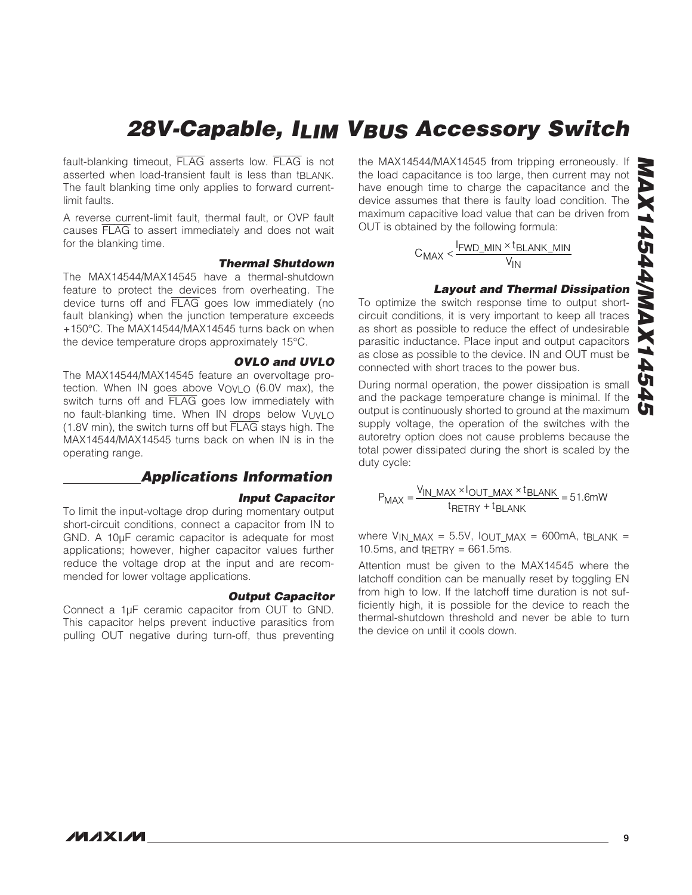fault-blanking timeout, $\overline{FLAG}$ asserts low. $\overline{FLAG}$ is not asserted when load-transient fault is less than $t_{BLANK}$. The fault blanking time only applies to forward current-limit faults.

A reverse current-limit fault, thermal fault, or OVP fault causes $\overline{FLAG}$ to assert immediately and does not wait for the blanking time.

### Thermal Shutdown

The MAX14544/MAX14545 have a thermal-shutdown feature to protect the devices from overheating. The device turns off and $\overline{FLAG}$ goes low immediately (no fault blanking) when the junction temperature exceeds +150°C. The MAX14544/MAX14545 turns back on when the device temperature drops approximately 15°C.

### OVLO and UVLO

The MAX14544/MAX14545 feature an overvoltage protection. When IN goes above $V_{OVLO}$ (6.0V max), the switch turns off and $\overline{FLAG}$ goes low immediately with no fault-blanking time. When IN drops below $V_{UVLO}$ (1.8V min), the switch turns off but $\overline{FLAG}$ stays high. The MAX14544/MAX14545 turns back on when IN is in the operating range.

## Applications Information

### Input Capacitor

To limit the input-voltage drop during momentary output short-circuit conditions, connect a capacitor from IN to GND. A 10µF ceramic capacitor is adequate for most applications; however, higher capacitor values further reduce the voltage drop at the input and are recommended for lower voltage applications.

### Output Capacitor

Connect a 1µF ceramic capacitor from OUT to GND. This capacitor helps prevent inductive parasitics from pulling OUT negative during turn-off, thus preventing the MAX14544/MAX14545 from tripping erroneously. If the load capacitance is too large, then current may not have enough time to charge the capacitance and the device assumes that there is faulty load condition. The maximum capacitive load value that can be driven from OUT is obtained by the following formula:

$$C_{MAX} < \frac{I_{FWD\_MIN} \times t_{BLANK\_MIN}}{V_{IN}}$$

### Layout and Thermal Dissipation

To optimize the switch response time to output short-circuit conditions, it is very important to keep all traces as short as possible to reduce the effect of undesirable parasitic inductance. Place input and output capacitors as close as possible to the device. IN and OUT must be connected with short traces to the power bus.

During normal operation, the power dissipation is small and the package temperature change is minimal. If the output is continuously shorted to ground at the maximum supply voltage, the operation of the switches with the autoretry option does not cause problems because the total power dissipated during the short is scaled by the duty cycle:

$$P_{MAX} = \frac{V_{IN\_MAX} \times I_{OUT\_MAX} \times t_{BLANK}}{t_{RETRY} + t_{BLANK}} = 51.6\text{mW}$$

where $V_{IN\_MAX}$ = 5.5V, $I_{OUT\_MAX}$ = 600mA, $t_{BLANK}$ = 10.5ms, and $t_{RETRY}$ = 661.5ms.

Attention must be given to the MAX14545 where the latchoff condition can be manually reset by toggling EN from high to low. If the latchoff time duration is not sufficiently high, it is possible for the device to reach the thermal-shutdown threshold and never be able to turn the device on until it cools down.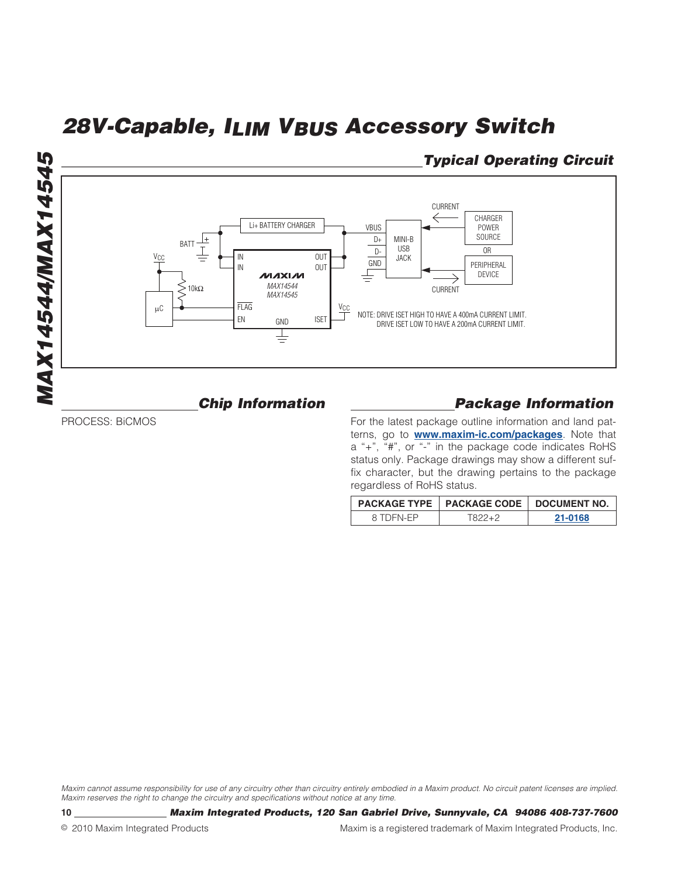## Typical Operating Circuit

CURRENT

CHARGER POWER SOURCE

OR

PERIPHERAL DEVICE

CURRENT

Li+ BATTERY CHARGER

VBUS

D+

D-

GND

MINI-B USB JACK

BATT

$V_{CC}$

IN

IN

OUT

OUT

MAXIM

MAX14544

MAX14545

10kΩ

µC

FLAG

EN

GND

ISET

$V_{CC}$

NOTE: DRIVE ISET HIGH TO HAVE A 400mA CURRENT LIMIT.
DRIVE ISET LOW TO HAVE A 200mA CURRENT LIMIT.

## Chip Information

PROCESS: BiCMOS

## Package Information

For the latest package outline information and land patterns, go to **www.maxim-ic.com/packages**. Note that a "+", "#", or "-" in the package code indicates RoHS status only. Package drawings may show a different suffix character, but the drawing pertains to the package regardless of RoHS status.

| PACKAGE TYPE | PACKAGE CODE | DOCUMENT NO. |
|---|---|---|
| 8 TDFN-EP | T822+2 | **21-0168** |

*Maxim cannot assume responsibility for use of any circuitry other than circuitry entirely embodied in a Maxim product. No circuit patent licenses are implied. Maxim reserves the right to change the circuitry and specifications without notice at any time.*

***Maxim Integrated Products, 120 San Gabriel Drive, Sunnyvale, CA 94086 408-737-7600***

© 2010 Maxim Integrated Products

Maxim is a registered trademark of Maxim Integrated Products, Inc.